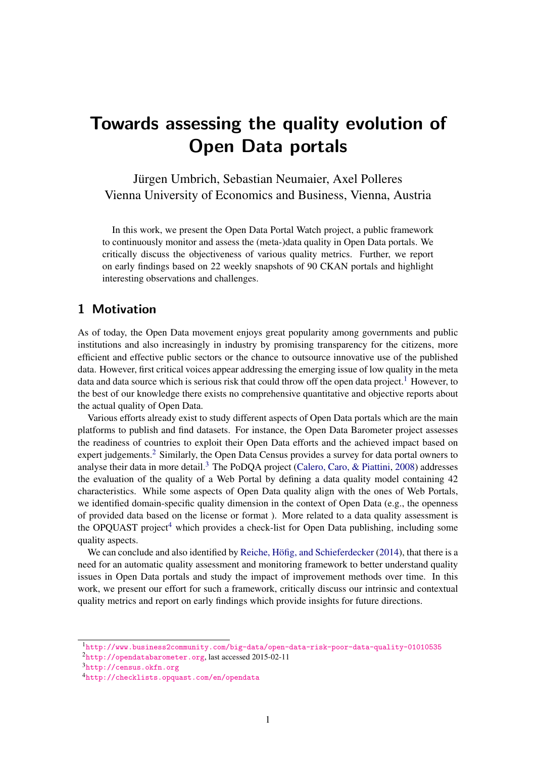# Towards assessing the quality evolution of Open Data portals

Jürgen Umbrich, Sebastian Neumaier, Axel Polleres
Vienna University of Economics and Business, Vienna, Austria

In this work, we present the Open Data Portal Watch project, a public framework to continuously monitor and assess the (meta-)data quality in Open Data portals. We critically discuss the objectiveness of various quality metrics. Further, we report on early findings based on 22 weekly snapshots of 90 CKAN portals and highlight interesting observations and challenges.

## 1 Motivation

As of today, the Open Data movement enjoys great popularity among governments and public institutions and also increasingly in industry by promising transparency for the citizens, more efficient and effective public sectors or the chance to outsource innovative use of the published data. However, first critical voices appear addressing the emerging issue of low quality in the meta data and data source which is serious risk that could throw off the open data project.[1] However, to the best of our knowledge there exists no comprehensive quantitative and objective reports about the actual quality of Open Data.

Various efforts already exist to study different aspects of Open Data portals which are the main platforms to publish and find datasets. For instance, the Open Data Barometer project assesses the readiness of countries to exploit their Open Data efforts and the achieved impact based on expert judgements.[2] Similarly, the Open Data Census provides a survey for data portal owners to analyse their data in more detail.[3] The PoDQA project (Calero, Caro, & Piattini, 2008) addresses the evaluation of the quality of a Web Portal by defining a data quality model containing 42 characteristics. While some aspects of Open Data quality align with the ones of Web Portals, we identified domain-specific quality dimension in the context of Open Data (e.g., the openness of provided data based on the license or format ). More related to a data quality assessment is the OPQUAST project[4] which provides a check-list for Open Data publishing, including some quality aspects.

We can conclude and also identified by Reiche, Höfig, and Schieferdecker (2014), that there is a need for an automatic quality assessment and monitoring framework to better understand quality issues in Open Data portals and study the impact of improvement methods over time. In this work, we present our effort for such a framework, critically discuss our intrinsic and contextual quality metrics and report on early findings which provide insights for future directions.

---

[1] http://www.business2community.com/big-data/open-data-risk-poor-data-quality-01010535
[2] http://opendatabarometer.org, last accessed 2015-02-11
[3] http://census.okfn.org
[4] http://checklists.opquast.com/en/opendata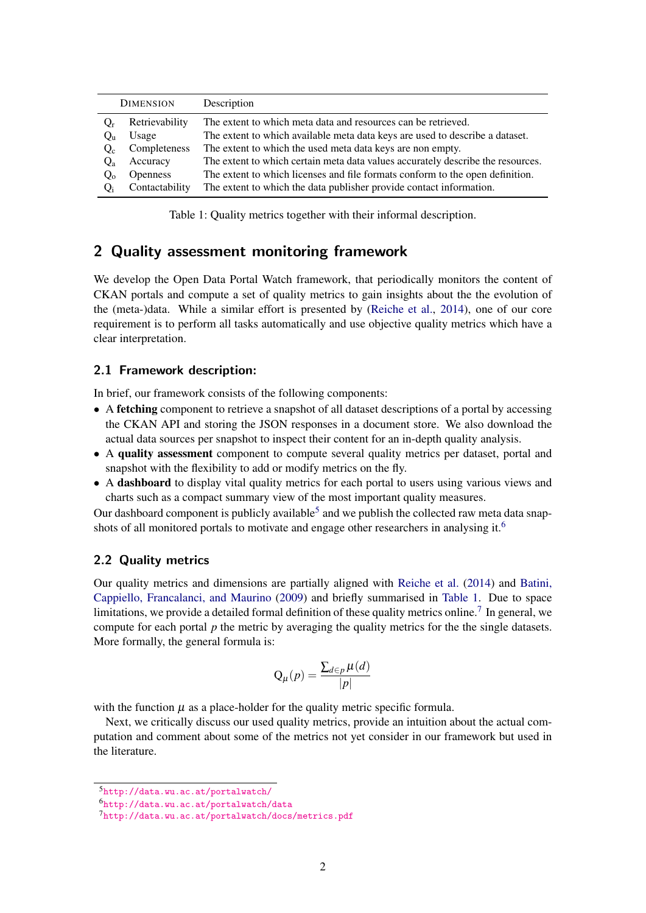| | Dimension | Description |
|---|---|---|
| $Q_r$ | Retrievability | The extent to which meta data and resources can be retrieved. |
| $Q_u$ | Usage | The extent to which available meta data keys are used to describe a dataset. |
| $Q_c$ | Completeness | The extent to which the used meta data keys are non empty. |
| $Q_a$ | Accuracy | The extent to which certain meta data values accurately describe the resources. |
| $Q_o$ | Openness | The extent to which licenses and file formats conform to the open definition. |
| $Q_i$ | Contactability | The extent to which the data publisher provide contact information. |

Table 1: Quality metrics together with their informal description.

## 2 Quality assessment monitoring framework

We develop the Open Data Portal Watch framework, that periodically monitors the content of CKAN portals and compute a set of quality metrics to gain insights about the the evolution of the (meta-)data. While a similar effort is presented by (Reiche et al., 2014), one of our core requirement is to perform all tasks automatically and use objective quality metrics which have a clear interpretation.

### 2.1 Framework description:

In brief, our framework consists of the following components:

- A **fetching** component to retrieve a snapshot of all dataset descriptions of a portal by accessing the CKAN API and storing the JSON responses in a document store. We also download the actual data sources per snapshot to inspect their content for an in-depth quality analysis.
- A **quality assessment** component to compute several quality metrics per dataset, portal and snapshot with the flexibility to add or modify metrics on the fly.
- A **dashboard** to display vital quality metrics for each portal to users using various views and charts such as a compact summary view of the most important quality measures.

Our dashboard component is publicly available[5] and we publish the collected raw meta data snapshots of all monitored portals to motivate and engage other researchers in analysing it.[6]

### 2.2 Quality metrics

Our quality metrics and dimensions are partially aligned with Reiche et al. (2014) and Batini, Cappiello, Francalanci, and Maurino (2009) and briefly summarised in Table 1. Due to space limitations, we provide a detailed formal definition of these quality metrics online.[7] In general, we compute for each portal $p$ the metric by averaging the quality metrics for the the single datasets. More formally, the general formula is:

$$\mathrm{Q}_{\mu}(p) = \frac{\sum_{d \in p} \mu(d)}{|p|}$$

with the function $\mu$ as a place-holder for the quality metric specific formula.

Next, we critically discuss our used quality metrics, provide an intuition about the actual computation and comment about some of the metrics not yet consider in our framework but used in the literature.

[5] http://data.wu.ac.at/portalwatch/
[6] http://data.wu.ac.at/portalwatch/data
[7] http://data.wu.ac.at/portalwatch/docs/metrics.pdf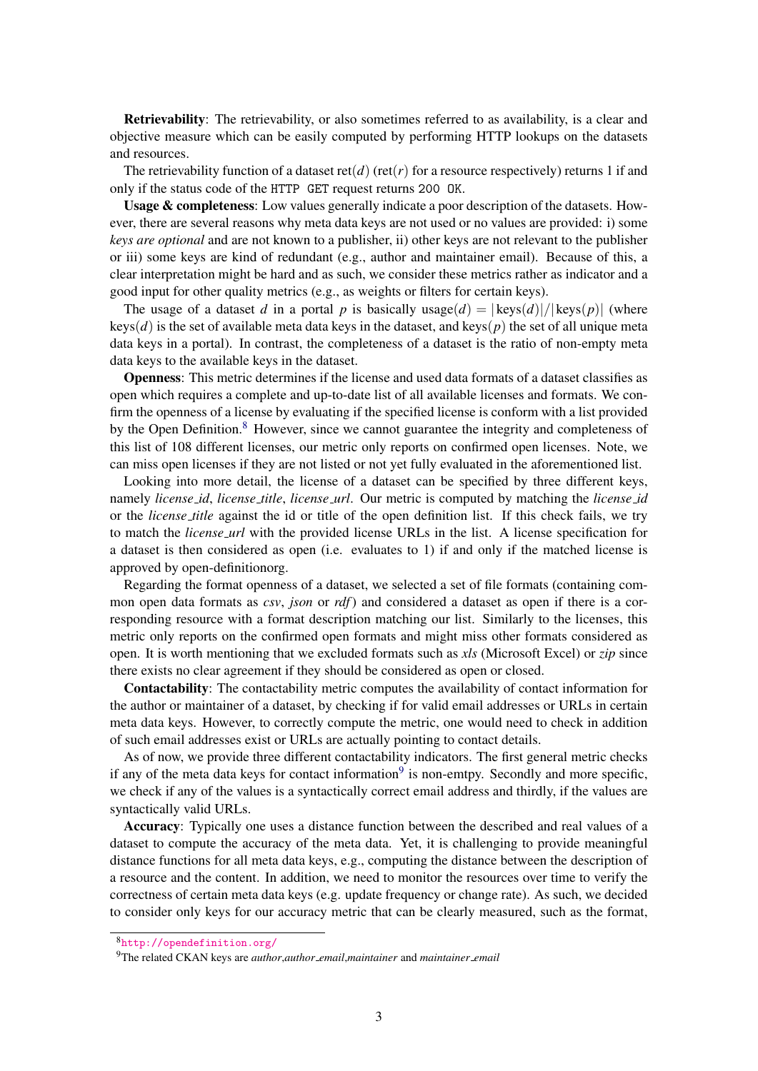**Retrievability**: The retrievability, or also sometimes referred to as availability, is a clear and objective measure which can be easily computed by performing HTTP lookups on the datasets and resources.

The retrievability function of a dataset $\text{ret}(d)$ ($\text{ret}(r)$ for a resource respectively) returns 1 if and only if the status code of the `HTTP GET` request returns `200 OK`.

**Usage & completeness**: Low values generally indicate a poor description of the datasets. However, there are several reasons why meta data keys are not used or no values are provided: i) some *keys are optional* and are not known to a publisher, ii) other keys are not relevant to the publisher or iii) some keys are kind of redundant (e.g., author and maintainer email). Because of this, a clear interpretation might be hard and as such, we consider these metrics rather as indicator and a good input for other quality metrics (e.g., as weights or filters for certain keys).

The usage of a dataset $d$ in a portal $p$ is basically $\text{usage}(d) = |\text{keys}(d)|/|\text{keys}(p)|$ (where $\text{keys}(d)$ is the set of available meta data keys in the dataset, and $\text{keys}(p)$ the set of all unique meta data keys in a portal). In contrast, the completeness of a dataset is the ratio of non-empty meta data keys to the available keys in the dataset.

**Openness**: This metric determines if the license and used data formats of a dataset classifies as open which requires a complete and up-to-date list of all available licenses and formats. We confirm the openness of a license by evaluating if the specified license is conform with a list provided by the Open Definition.[8] However, since we cannot guarantee the integrity and completeness of this list of 108 different licenses, our metric only reports on confirmed open licenses. Note, we can miss open licenses if they are not listed or not yet fully evaluated in the aforementioned list.

Looking into more detail, the license of a dataset can be specified by three different keys, namely *license_id*, *license_title*, *license_url*. Our metric is computed by matching the *license_id* or the *license_title* against the id or title of the open definition list. If this check fails, we try to match the *license_url* with the provided license URLs in the list. A license specification for a dataset is then considered as open (i.e. evaluates to 1) if and only if the matched license is approved by open-definitionorg.

Regarding the format openness of a dataset, we selected a set of file formats (containing common open data formats as *csv*, *json* or *rdf*) and considered a dataset as open if there is a corresponding resource with a format description matching our list. Similarly to the licenses, this metric only reports on the confirmed open formats and might miss other formats considered as open. It is worth mentioning that we excluded formats such as *xls* (Microsoft Excel) or *zip* since there exists no clear agreement if they should be considered as open or closed.

**Contactability**: The contactability metric computes the availability of contact information for the author or maintainer of a dataset, by checking if for valid email addresses or URLs in certain meta data keys. However, to correctly compute the metric, one would need to check in addition of such email addresses exist or URLs are actually pointing to contact details.

As of now, we provide three different contactability indicators. The first general metric checks if any of the meta data keys for contact information[9] is non-emtpy. Secondly and more specific, we check if any of the values is a syntactically correct email address and thirdly, if the values are syntactically valid URLs.

**Accuracy**: Typically one uses a distance function between the described and real values of a dataset to compute the accuracy of the meta data. Yet, it is challenging to provide meaningful distance functions for all meta data keys, e.g., computing the distance between the description of a resource and the content. In addition, we need to monitor the resources over time to verify the correctness of certain meta data keys (e.g. update frequency or change rate). As such, we decided to consider only keys for our accuracy metric that can be clearly measured, such as the format,

---

[8] http://opendefinition.org/

[9] The related CKAN keys are *author*,*author_email*,*maintainer* and *maintainer_email*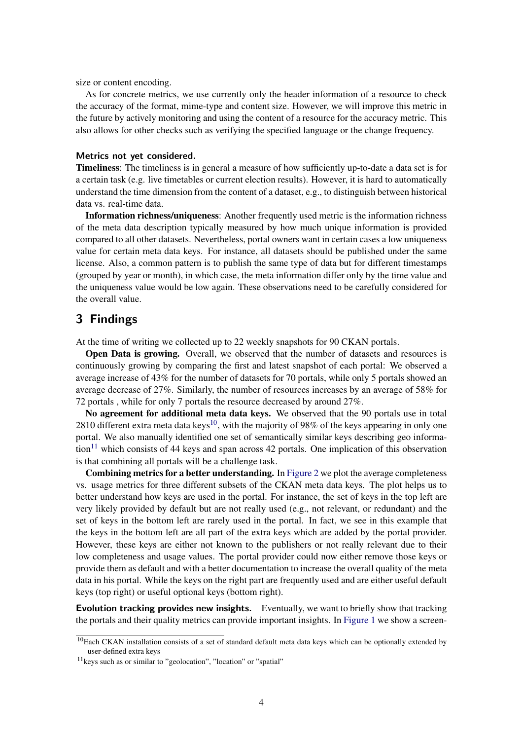size or content encoding.

As for concrete metrics, we use currently only the header information of a resource to check the accuracy of the format, mime-type and content size. However, we will improve this metric in the future by actively monitoring and using the content of a resource for the accuracy metric. This also allows for other checks such as verifying the specified language or the change frequency.

#### Metrics not yet considered.

**Timeliness**: The timeliness is in general a measure of how sufficiently up-to-date a data set is for a certain task (e.g. live timetables or current election results). However, it is hard to automatically understand the time dimension from the content of a dataset, e.g., to distinguish between historical data vs. real-time data.

**Information richness/uniqueness**: Another frequently used metric is the information richness of the meta data description typically measured by how much unique information is provided compared to all other datasets. Nevertheless, portal owners want in certain cases a low uniqueness value for certain meta data keys. For instance, all datasets should be published under the same license. Also, a common pattern is to publish the same type of data but for different timestamps (grouped by year or month), in which case, the meta information differ only by the time value and the uniqueness value would be low again. These observations need to be carefully considered for the overall value.

## 3 Findings

At the time of writing we collected up to 22 weekly snapshots for 90 CKAN portals.

**Open Data is growing.** Overall, we observed that the number of datasets and resources is continuously growing by comparing the first and latest snapshot of each portal: We observed a average increase of 43% for the number of datasets for 70 portals, while only 5 portals showed an average decrease of 27%. Similarly, the number of resources increases by an average of 58% for 72 portals , while for only 7 portals the resource decreased by around 27%.

**No agreement for additional meta data keys.** We observed that the 90 portals use in total 2810 different extra meta data keys[10], with the majority of 98% of the keys appearing in only one portal. We also manually identified one set of semantically similar keys describing geo information[11] which consists of 44 keys and span across 42 portals. One implication of this observation is that combining all portals will be a challenge task.

**Combining metrics for a better understanding.** In Figure 2 we plot the average completeness vs. usage metrics for three different subsets of the CKAN meta data keys. The plot helps us to better understand how keys are used in the portal. For instance, the set of keys in the top left are very likely provided by default but are not really used (e.g., not relevant, or redundant) and the set of keys in the bottom left are rarely used in the portal. In fact, we see in this example that the keys in the bottom left are all part of the extra keys which are added by the portal provider. However, these keys are either not known to the publishers or not really relevant due to their low completeness and usage values. The portal provider could now either remove those keys or provide them as default and with a better documentation to increase the overall quality of the meta data in his portal. While the keys on the right part are frequently used and are either useful default keys (top right) or useful optional keys (bottom right).

**Evolution tracking provides new insights.** Eventually, we want to briefly show that tracking the portals and their quality metrics can provide important insights. In Figure 1 we show a screen-

[10] Each CKAN installation consists of a set of standard default meta data keys which can be optionally extended by user-defined extra keys

[11] keys such as or similar to "geolocation", "location" or "spatial"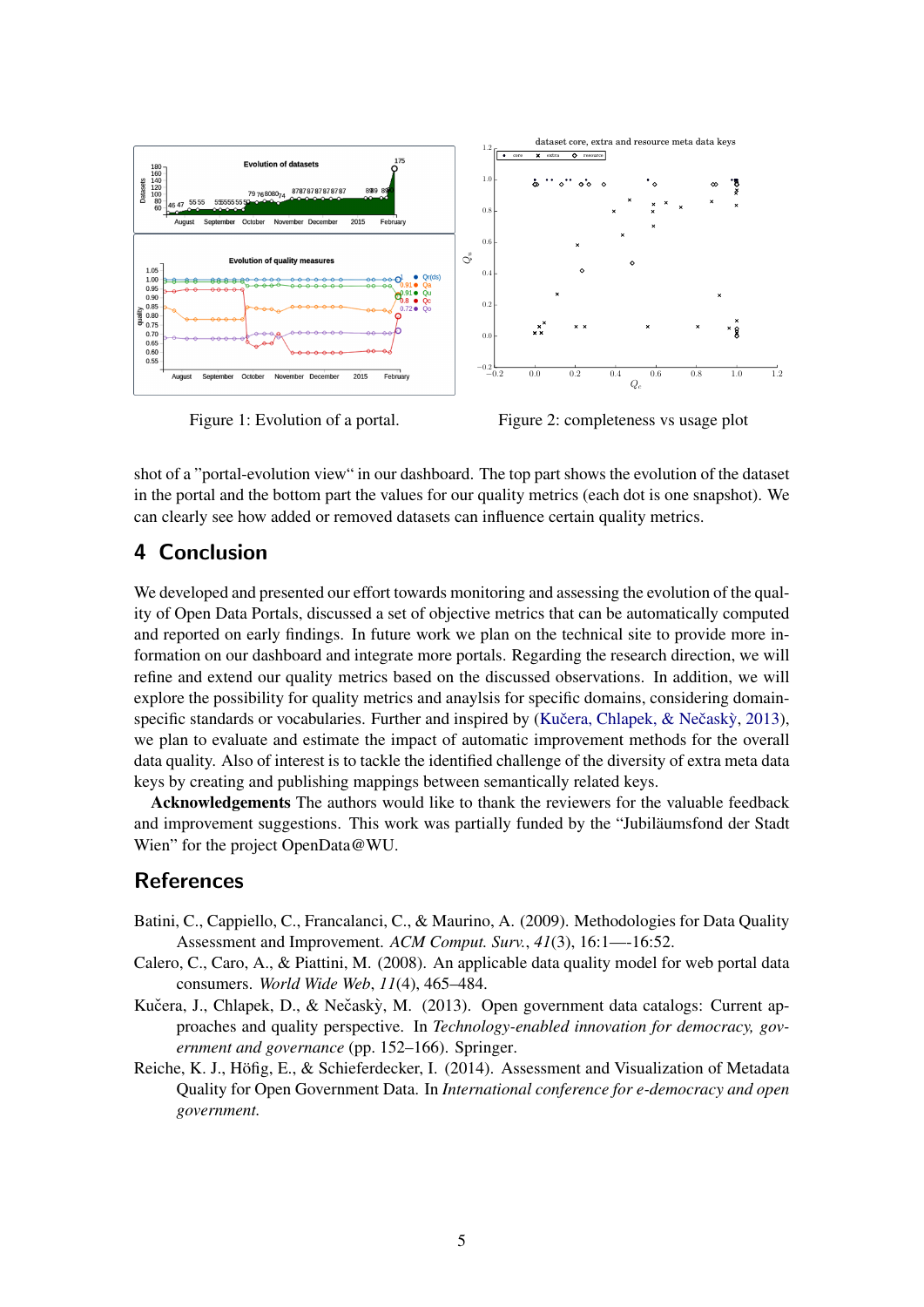Evolution of datasets

Datasets

180
160
140
120
100
80
60

46 47 55 55 55 55 55 55 55 79 76 80 80 74 87 87 87 87 87 87 87 89 89 175

August September October November December 2015 February

Evolution of quality measures

quality

1.05
1.00
0.95
0.90
0.85
0.80
0.75
0.70
0.65
0.60
0.55

Qr(ds)
0.91 Qa
0.91 Qu
0.8 Qc
0.72 Qo

August September October November December 2015 February

Figure 1: Evolution of a portal.

dataset core, extra and resource meta data keys

core extra resource

$Q_u$

$Q_c$

1.2
1.0
0.8
0.6
0.4
0.2
0.0
−0.2

−0.2 0.0 0.2 0.4 0.6 0.8 1.0 1.2

Figure 2: completeness vs usage plot

shot of a "portal-evolution view" in our dashboard. The top part shows the evolution of the dataset in the portal and the bottom part the values for our quality metrics (each dot is one snapshot). We can clearly see how added or removed datasets can influence certain quality metrics.

## 4 Conclusion

We developed and presented our effort towards monitoring and assessing the evolution of the quality of Open Data Portals, discussed a set of objective metrics that can be automatically computed and reported on early findings. In future work we plan on the technical site to provide more information on our dashboard and integrate more portals. Regarding the research direction, we will refine and extend our quality metrics based on the discussed observations. In addition, we will explore the possibility for quality metrics and anaylsis for specific domains, considering domain-specific standards or vocabularies. Further and inspired by (Kučera, Chlapek, & Nečaskỳ, 2013), we plan to evaluate and estimate the impact of automatic improvement methods for the overall data quality. Also of interest is to tackle the identified challenge of the diversity of extra meta data keys by creating and publishing mappings between semantically related keys.

**Acknowledgements** The authors would like to thank the reviewers for the valuable feedback and improvement suggestions. This work was partially funded by the "Jubiläumsfond der Stadt Wien" for the project OpenData@WU.

## References

Batini, C., Cappiello, C., Francalanci, C., & Maurino, A. (2009). Methodologies for Data Quality Assessment and Improvement. *ACM Comput. Surv.*, *41*(3), 16:1—-16:52.

Calero, C., Caro, A., & Piattini, M. (2008). An applicable data quality model for web portal data consumers. *World Wide Web*, *11*(4), 465–484.

Kučera, J., Chlapek, D., & Nečaskỳ, M. (2013). Open government data catalogs: Current approaches and quality perspective. In *Technology-enabled innovation for democracy, government and governance* (pp. 152–166). Springer.

Reiche, K. J., Höfig, E., & Schieferdecker, I. (2014). Assessment and Visualization of Metadata Quality for Open Government Data. In *International conference for e-democracy and open government.*